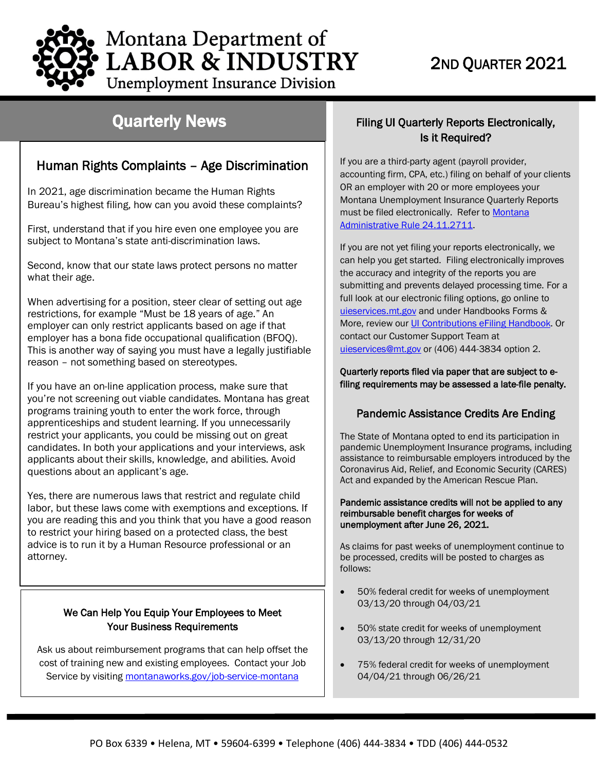# Montana Department of LABOR & INDUSTRY
Unemployment Insurance Division

2ND QUARTER 2021

## Quarterly News

### Human Rights Complaints – Age Discrimination

In 2021, age discrimination became the Human Rights Bureau's highest filing, how can you avoid these complaints?

First, understand that if you hire even one employee you are subject to Montana's state anti-discrimination laws.

Second, know that our state laws protect persons no matter what their age.

When advertising for a position, steer clear of setting out age restrictions, for example "Must be 18 years of age." An employer can only restrict applicants based on age if that employer has a bona fide occupational qualification (BFOQ). This is another way of saying you must have a legally justifiable reason – not something based on stereotypes.

If you have an on-line application process, make sure that you're not screening out viable candidates. Montana has great programs training youth to enter the work force, through apprenticeships and student learning. If you unnecessarily restrict your applicants, you could be missing out on great candidates. In both your applications and your interviews, ask applicants about their skills, knowledge, and abilities. Avoid questions about an applicant's age.

Yes, there are numerous laws that restrict and regulate child labor, but these laws come with exemptions and exceptions. If you are reading this and you think that you have a good reason to restrict your hiring based on a protected class, the best advice is to run it by a Human Resource professional or an attorney.

### We Can Help You Equip Your Employees to Meet Your Business Requirements

Ask us about reimbursement programs that can help offset the cost of training new and existing employees. Contact your Job Service by visiting montanaworks.gov/job-service-montana

### Filing UI Quarterly Reports Electronically, Is it Required?

If you are a third-party agent (payroll provider, accounting firm, CPA, etc.) filing on behalf of your clients OR an employer with 20 or more employees your Montana Unemployment Insurance Quarterly Reports must be filed electronically. Refer to Montana Administrative Rule 24.11.2711.

If you are not yet filing your reports electronically, we can help you get started. Filing electronically improves the accuracy and integrity of the reports you are submitting and prevents delayed processing time. For a full look at our electronic filing options, go online to uieservices.mt.gov and under Handbooks Forms & More, review our UI Contributions eFiling Handbook. Or contact our Customer Support Team at uieservices@mt.gov or (406) 444-3834 option 2.

**Quarterly reports filed via paper that are subject to e-filing requirements may be assessed a late-file penalty.**

### Pandemic Assistance Credits Are Ending

The State of Montana opted to end its participation in pandemic Unemployment Insurance programs, including assistance to reimbursable employers introduced by the Coronavirus Aid, Relief, and Economic Security (CARES) Act and expanded by the American Rescue Plan.

**Pandemic assistance credits will not be applied to any reimbursable benefit charges for weeks of unemployment after June 26, 2021.**

As claims for past weeks of unemployment continue to be processed, credits will be posted to charges as follows:

- 50% federal credit for weeks of unemployment 03/13/20 through 04/03/21
- 50% state credit for weeks of unemployment 03/13/20 through 12/31/20
- 75% federal credit for weeks of unemployment 04/04/21 through 06/26/21

PO Box 6339 • Helena, MT • 59604-6399 • Telephone (406) 444-3834 • TDD (406) 444-0532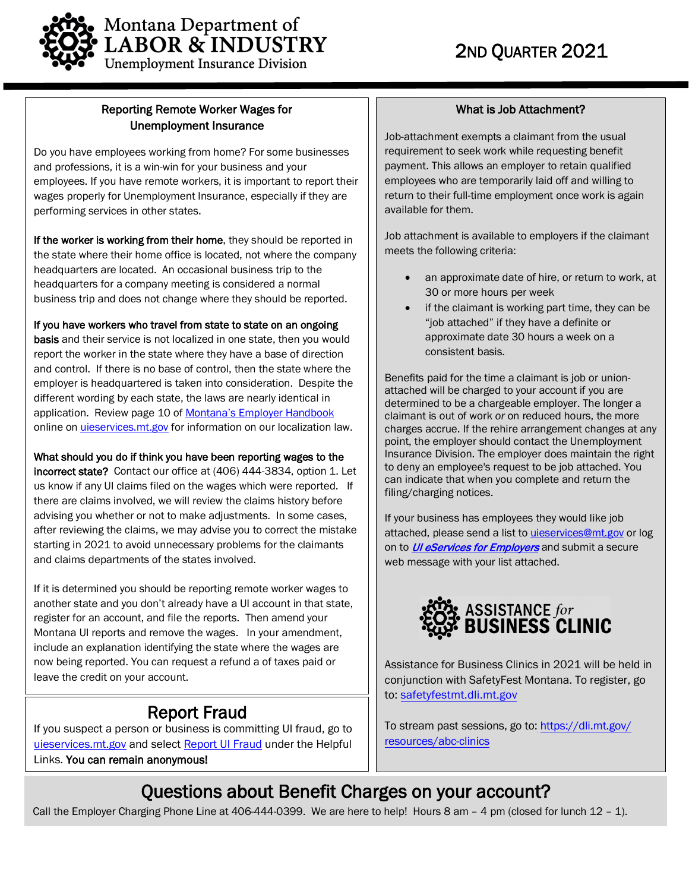Montana Department of
LABOR & INDUSTRY
Unemployment Insurance Division

2ND QUARTER 2021

## Reporting Remote Worker Wages for Unemployment Insurance

Do you have employees working from home? For some businesses and professions, it is a win-win for your business and your employees. If you have remote workers, it is important to report their wages properly for Unemployment Insurance, especially if they are performing services in other states.

**If the worker is working from their home**, they should be reported in the state where their home office is located, not where the company headquarters are located. An occasional business trip to the headquarters for a company meeting is considered a normal business trip and does not change where they should be reported.

**If you have workers who travel from state to state on an ongoing basis** and their service is not localized in one state, then you would report the worker in the state where they have a base of direction and control. If there is no base of control, then the state where the employer is headquartered is taken into consideration. Despite the different wording by each state, the laws are nearly identical in application. Review page 10 of Montana's Employer Handbook online on uieservices.mt.gov for information on our localization law.

**What should you do if think you have been reporting wages to the incorrect state?** Contact our office at (406) 444-3834, option 1. Let us know if any UI claims filed on the wages which were reported. If there are claims involved, we will review the claims history before advising you whether or not to make adjustments. In some cases, after reviewing the claims, we may advise you to correct the mistake starting in 2021 to avoid unnecessary problems for the claimants and claims departments of the states involved.

If it is determined you should be reporting remote worker wages to another state and you don't already have a UI account in that state, register for an account, and file the reports. Then amend your Montana UI reports and remove the wages. In your amendment, include an explanation identifying the state where the wages are now being reported. You can request a refund a of taxes paid or leave the credit on your account.

## Report Fraud

If you suspect a person or business is committing UI fraud, go to uieservices.mt.gov and select Report UI Fraud under the Helpful Links. **You can remain anonymous!**

## What is Job Attachment?

Job-attachment exempts a claimant from the usual requirement to seek work while requesting benefit payment. This allows an employer to retain qualified employees who are temporarily laid off and willing to return to their full-time employment once work is again available for them.

Job attachment is available to employers if the claimant meets the following criteria:

- an approximate date of hire, or return to work, at 30 or more hours per week
- if the claimant is working part time, they can be "job attached" if they have a definite or approximate date 30 hours a week on a consistent basis.

Benefits paid for the time a claimant is job or union-attached will be charged to your account if you are determined to be a chargeable employer. The longer a claimant is out of work *or* on reduced hours, the more charges accrue. If the rehire arrangement changes at any point, the employer should contact the Unemployment Insurance Division. The employer does maintain the right to deny an employee's request to be job attached. You can indicate that when you complete and return the filing/charging notices.

If your business has employees they would like job attached, please send a list to uieservices@mt.gov or log on to ***UI eServices for Employers*** and submit a secure web message with your list attached.

ASSISTANCE *for* BUSINESS CLINIC

Assistance for Business Clinics in 2021 will be held in conjunction with SafetyFest Montana. To register, go to: safetyfestmt.dli.mt.gov

To stream past sessions, go to: https://dli.mt.gov/resources/abc-clinics

## Questions about Benefit Charges on your account?

Call the Employer Charging Phone Line at 406-444-0399. We are here to help! Hours 8 am – 4 pm (closed for lunch 12 – 1).